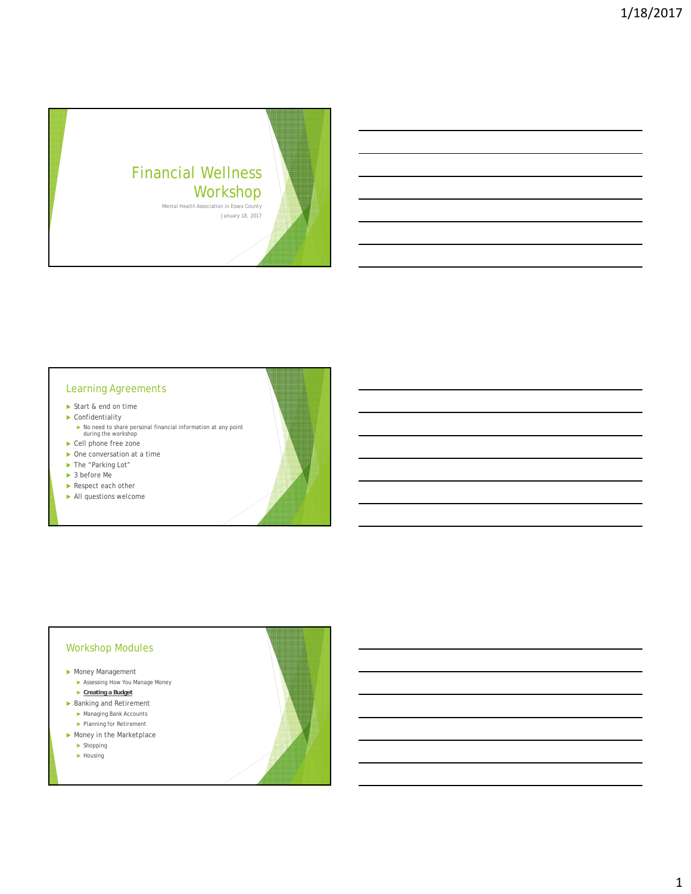# Financial Wellness Workshop

Mental Health Association in Essex County

January 18, 2017

## Learning Agreements

- Start & end on time
- Confidentiality
  - No need to share personal financial information at any point during the workshop
- Cell phone free zone
- One conversation at a time
- The "Parking Lot"
- 3 before Me
- Respect each other
- All questions welcome

## Workshop Modules

- Money Management
  - Assessing How You Manage Money
  - **Creating a Budget**
- Banking and Retirement
  - Managing Bank Accounts
  - Planning for Retirement
- Money in the Marketplace
  - Shopping
  - Housing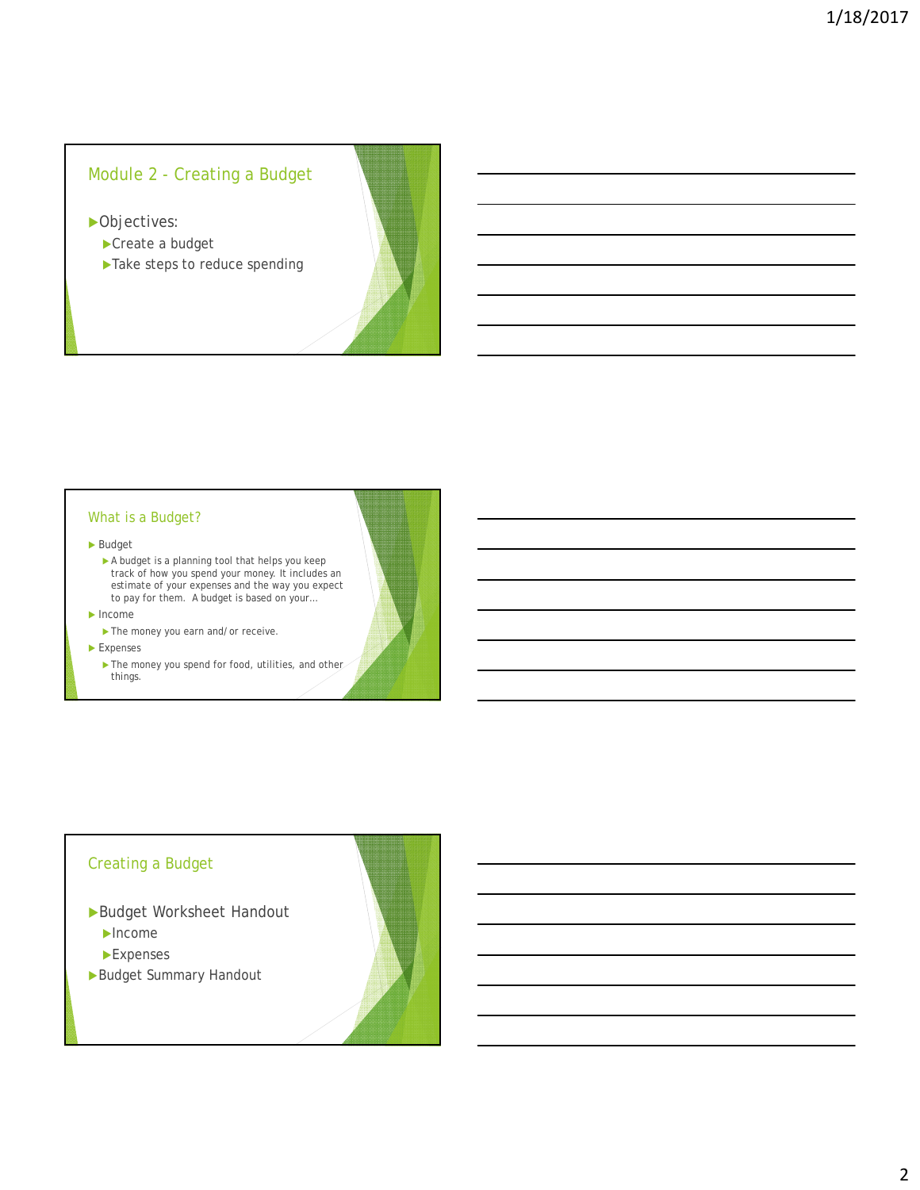## Module 2 - Creating a Budget

- Objectives:
  - Create a budget
  - Take steps to reduce spending

## What is a Budget?

- Budget
  - A budget is a planning tool that helps you keep track of how you spend your money. It includes an estimate of your expenses and the way you expect to pay for them. A budget is based on your…
- Income
  - The money you earn and/or receive.
- Expenses
  - The money you spend for food, utilities, and other things.

## Creating a Budget

- Budget Worksheet Handout
  - Income
  - Expenses
- Budget Summary Handout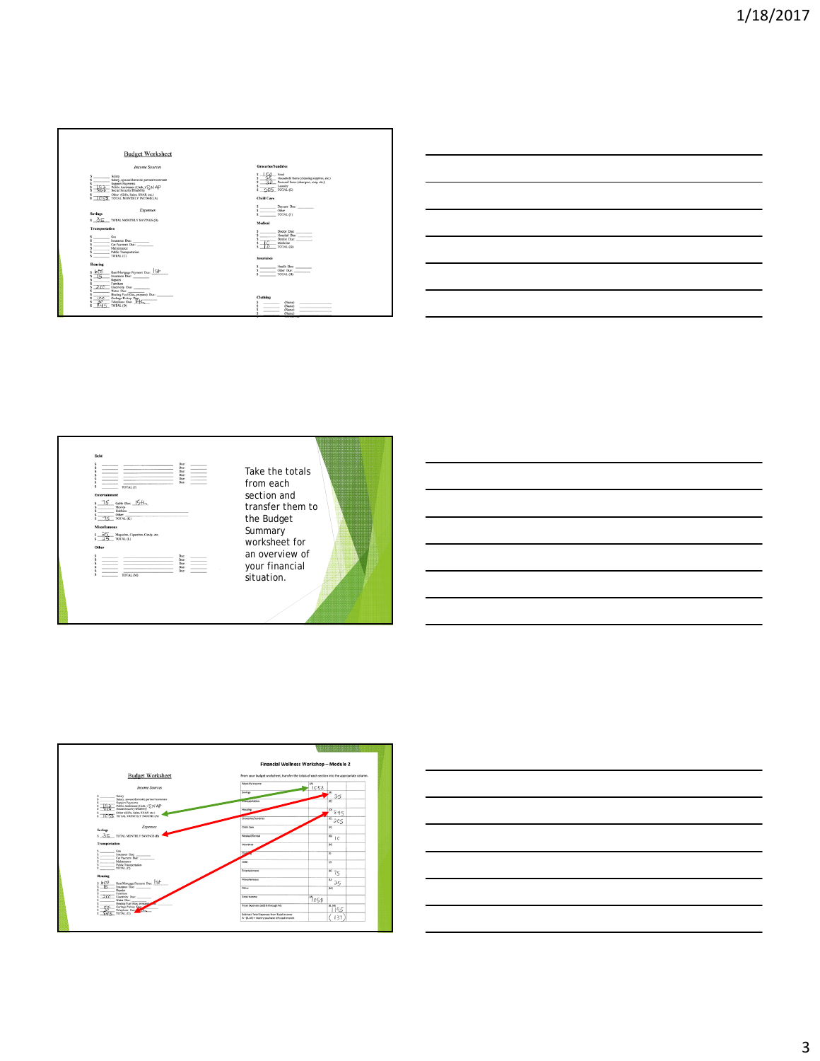### Budget Worksheet

*Income Sources*

- $ ______ Salary
- $ ______ Salary, spouse/domestic partner/roommate
- $ ______ Support Payments
- $ 152 Public Assistance (Cash, SNAP) SNAP
- $ 906 Social Security/Disability
- $ ______ Other (Gifts, Sales, SNAP, etc.)
- $ 1058 TOTAL MONTHLY INCOME (A)

*Expenses*

**Savings**

- $ 35 TOTAL MONTHLY SAVINGS (B)

**Transportation**

- $ ______ Gas
- $ ______ Insurance Due: ______
- $ ______ Car Payment Due: ______
- $ ______ Maintenance
- $ ______ Public Transportation
- $ ______ TOTAL (C)

**Housing**

- $ 600 Rent/Mortgage Payment Due: 1st
- $ 15 Insurance Due: ______
- $ ______ Repairs
- $ ______ Furniture
- $ 200 Electricity Due: ______
- $ ______ Water Due: ______
- $ ______ Heating Fuel (Gas, propane) Due: ______
- $ ______ Garbage Pickup Due: ______
- $ 30 Telephone Due: 1st
- $ 845 TOTAL (D)

**Groceries/Sundries**

- $ 150 Food
- $ 25 Household Items (cleaning supplies, etc.)
- $ 30 Personal Items (shampoo, soap, etc.)
- $ ______ Laundry
- $ 205 TOTAL (E)

**Child Care**

- $ ______ Daycare Due: ______
- $ ______ Other
- $ ______ TOTAL (F)

**Medical**

- $ ______ Doctor Due: ______
- $ ______ Hospital Due: ______
- $ ______ Dentist Due: ______
- $ 10 Medicine
- $ 10 TOTAL (G)

**Insurance**

- $ ______ Health Due: ______
- $ ______ Other Due: ______
- $ ______ TOTAL (H)

**Clothing**

- $ ______ (Name)
- $ ______ (Name)
- $ ______ (Name)
- $ ______ (Name)

**Debt**

- $ ______ ______ Due: ______
- $ ______ ______ Due: ______
- $ ______ ______ Due: ______
- $ ______ ______ Due: ______
- $ ______ ______ Due: ______
- $ ______ ______ Due: ______
- $ ______ TOTAL (J)

**Entertainment**

- $ 75 Cable Due: 15th
- $ ______ Movies
- $ ______ Hobbies
- $ ______ Other ______
- $ 75 TOTAL (K)

**Miscellaneous**

- $ 25 Magazine, Cigarettes, Candy, etc.
- $ 25 TOTAL (L)

**Other**

- $ ______ ______ Due: ______
- $ ______ ______ Due: ______
- $ ______ ______ Due: ______
- $ ______ ______ Due: ______
- $ ______ ______ Due: ______
- $ ______ TOTAL (M)

Take the totals from each section and transfer them to the Budget Summary worksheet for an overview of your financial situation.

### Financial Wellness Workshop – Module 2

From your budget worksheet, transfer the totals of each section into the appropriate column.

| | | |
|---|---|---|
| Monthly Income | (A) 1058 | |
| Savings | | (B) 35 |
| Transportation | | (C) |
| Housing | | (D) 845 |
| Groceries/Sundries | | (E) 205 |
| Child Care | | (F) |
| Medical/Dental | | (G) 10 |
| Insurance | | (H) |
| Clothing | | (I) |
| Debt | | (J) |
| Entertainment | | (K) 75 |
| Miscellaneous | | (L) 25 |
| Other | | (M) |
| Total Income | (A) 1058 | |
| Total Expenses (add B through M) | | (B–M) 1195 |
| Subtract Total Expenses from Total Income. A – (B–M) = money you have left each month | | (137) |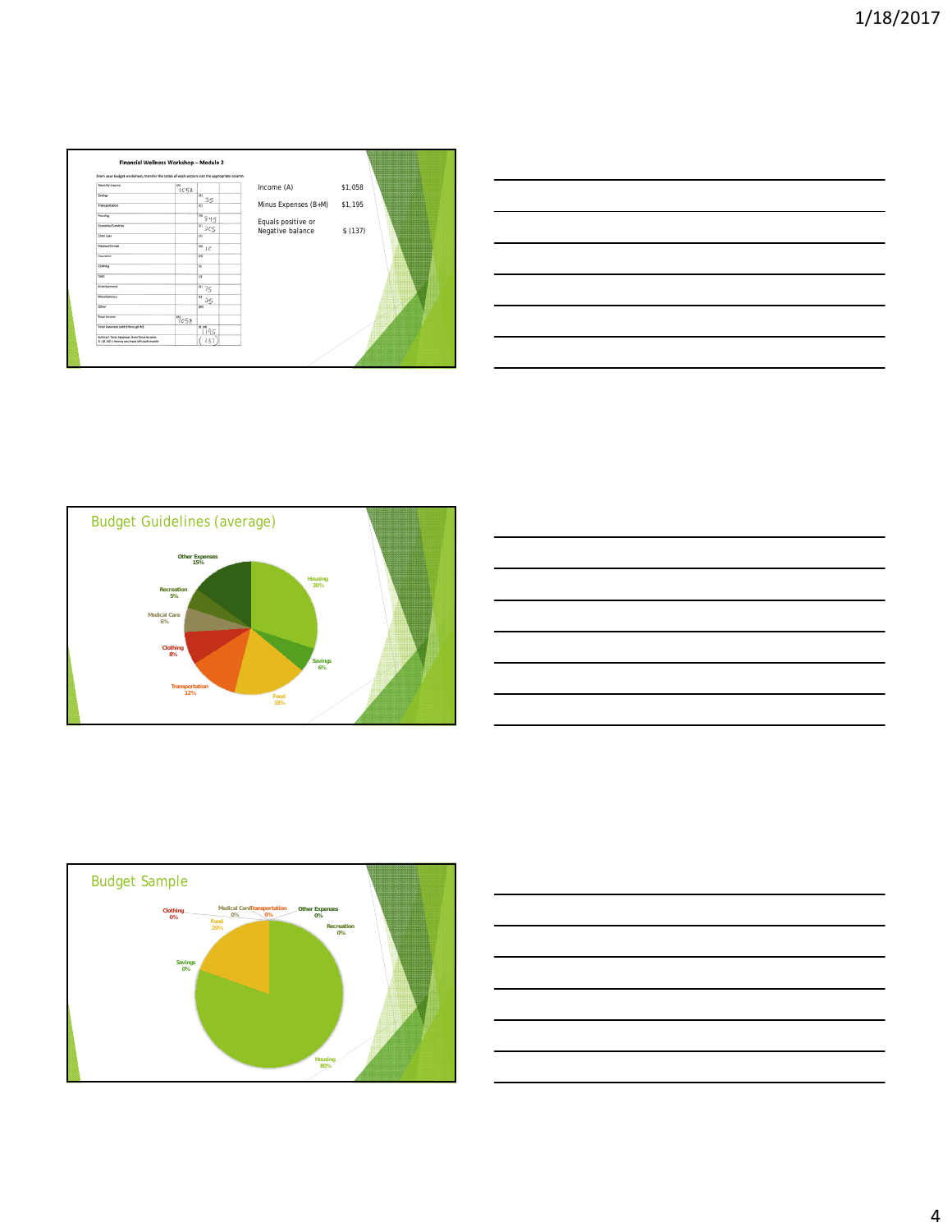**Financial Wellness Workshop – Module 2**

From your budget worksheet, transfer the totals of each section into the appropriate column.

| | | |
|---|---|---|
| Monthly Income | (A) 1058 | |
| Savings | | (B) 35 |
| Transportation | | (C) |
| Housing | | (D) 845 |
| Groceries/Sundries | | (E) 205 |
| Child Care | | (F) |
| Medical/Dental | | (G) 10 |
| Insurance | | (H) |
| Clothing | | (I) |
| Debt | | (J) |
| Entertainment | | (K) 75 |
| Miscellaneous | | (L) 25 |
| Other | | (M) |
| Total Income | (A) 1058 | |
| Total Expenses (add B through M) | | (B–M) 1195 |
| Subtract Total Expenses from Total Income A – (B–M) = money you have left each month | | (137) |

| | |
|---|---|
| Income (A) | $1,058 |
| Minus Expenses (B+M) | $1,195 |
| Equals positive or Negative balance | $ (137) |

## Budget Guidelines (average)

- Housing 30%
- Savings 6%
- Food 18%
- Transportation 12%
- Clothing 8%
- Medical Care 6%
- Recreation 5%
- Other Expenses 15%

## Budget Sample

- Housing 80%
- Food 20%
- Clothing 0%
- Medical Care 0%
- Transportation 0%
- Other Expenses 0%
- Recreation 0%
- Savings 0%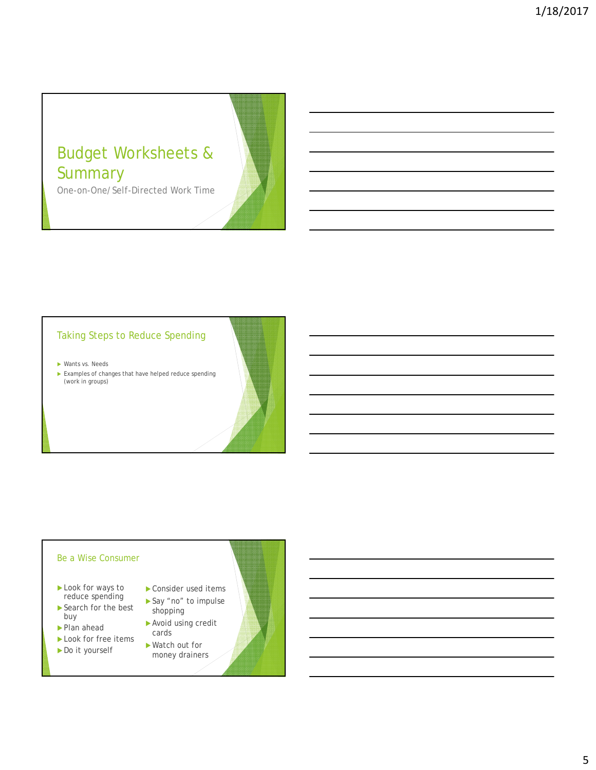# Budget Worksheets & Summary

One-on-One/Self-Directed Work Time

## Taking Steps to Reduce Spending

- Wants vs. Needs
- Examples of changes that have helped reduce spending (work in groups)

## Be a Wise Consumer

- Look for ways to reduce spending
- Search for the best buy
- Plan ahead
- Look for free items
- Do it yourself
- Consider used items
- Say "no" to impulse shopping
- Avoid using credit cards
- Watch out for money drainers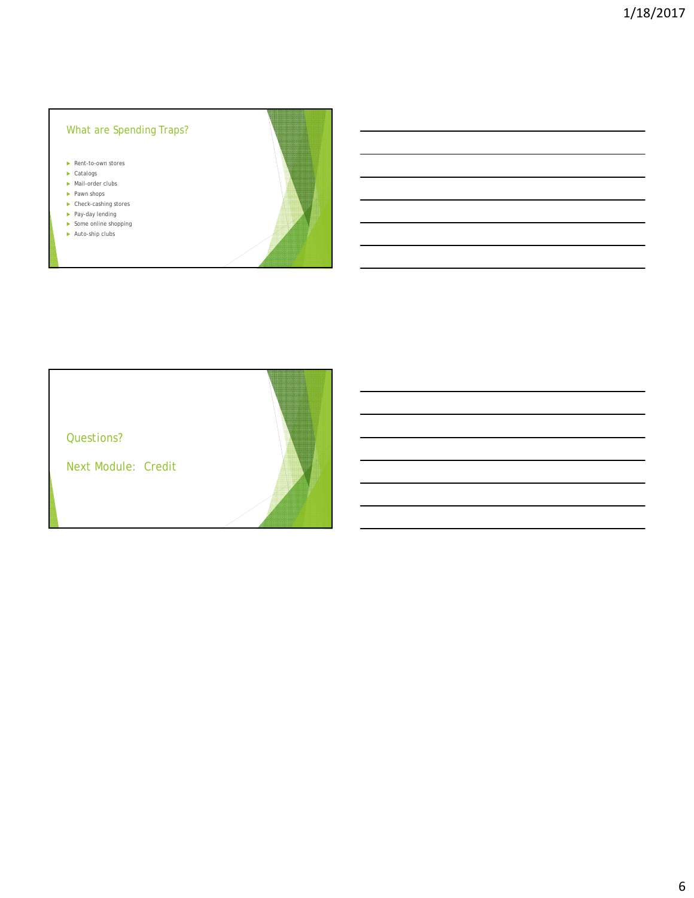## What are Spending Traps?

- Rent-to-own stores
- Catalogs
- Mail-order clubs
- Pawn shops
- Check-cashing stores
- Pay-day lending
- Some online shopping
- Auto-ship clubs

## Questions?

## Next Module: Credit